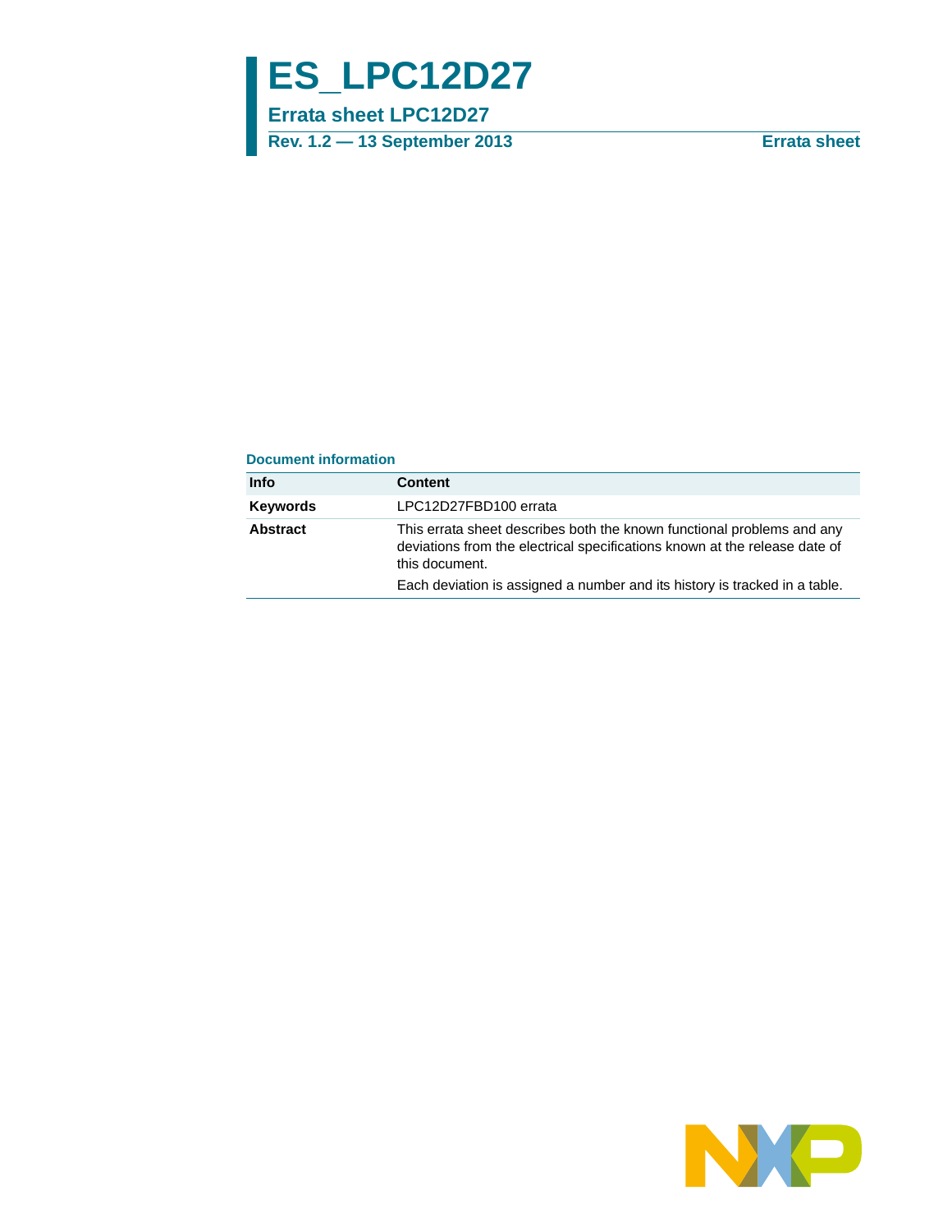# ES_LPC12D27

## Errata sheet LPC12D27

**Rev. 1.2 — 13 September 2013** **Errata sheet**

### Document information

| Info | Content |
|---|---|
| **Keywords** | LPC12D27FBD100 errata |
| **Abstract** | This errata sheet describes both the known functional problems and any deviations from the electrical specifications known at the release date of this document. Each deviation is assigned a number and its history is tracked in a table. |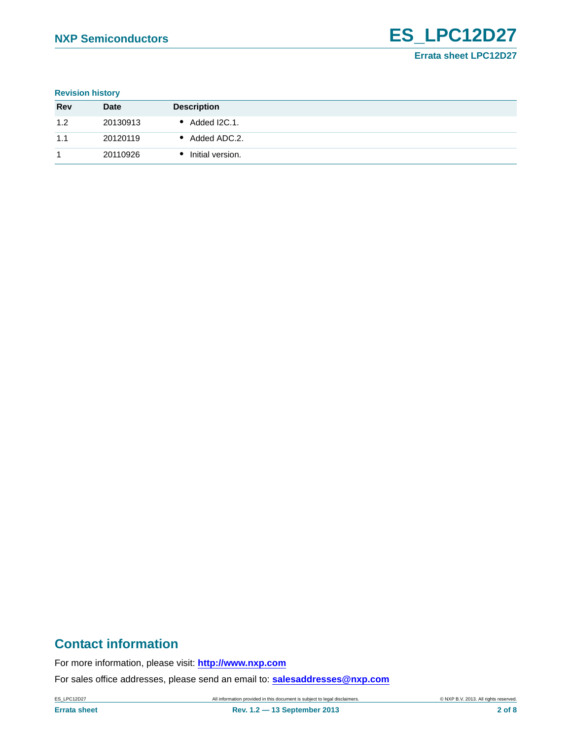### Revision history

| Rev | Date | Description |
|---|---|---|
| 1.2 | 20130913 | • Added I2C.1. |
| 1.1 | 20120119 | • Added ADC.2. |
| 1 | 20110926 | • Initial version. |

## Contact information

For more information, please visit: **http://www.nxp.com**

For sales office addresses, please send an email to: **salesaddresses@nxp.com**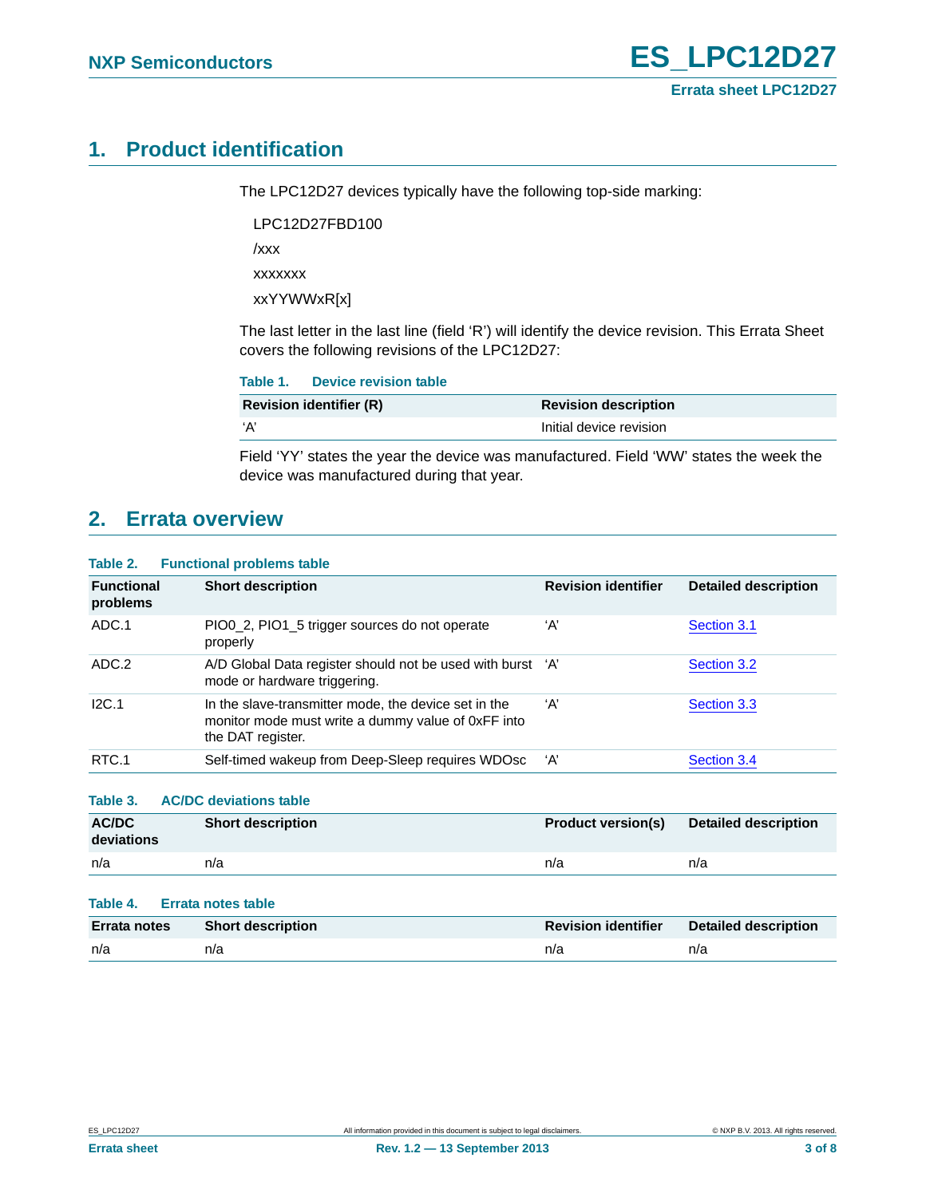## 1. Product identification

The LPC12D27 devices typically have the following top-side marking:

LPC12D27FBD100

/xxx

xxxxxxx

xxYYWWxR[x]

The last letter in the last line (field 'R') will identify the device revision. This Errata Sheet covers the following revisions of the LPC12D27:

**Table 1. Device revision table**

| Revision identifier (R) | Revision description |
|---|---|
| 'A' | Initial device revision |

Field 'YY' states the year the device was manufactured. Field 'WW' states the week the device was manufactured during that year.

## 2. Errata overview

**Table 2. Functional problems table**

| Functional problems | Short description | Revision identifier | Detailed description |
|---|---|---|---|
| ADC.1 | PIO0_2, PIO1_5 trigger sources do not operate properly | 'A' | Section 3.1 |
| ADC.2 | A/D Global Data register should not be used with burst mode or hardware triggering. | 'A' | Section 3.2 |
| I2C.1 | In the slave-transmitter mode, the device set in the monitor mode must write a dummy value of 0xFF into the DAT register. | 'A' | Section 3.3 |
| RTC.1 | Self-timed wakeup from Deep-Sleep requires WDOsc | 'A' | Section 3.4 |

**Table 3. AC/DC deviations table**

| AC/DC deviations | Short description | Product version(s) | Detailed description |
|---|---|---|---|
| n/a | n/a | n/a | n/a |

**Table 4. Errata notes table**

| Errata notes | Short description | Revision identifier | Detailed description |
|---|---|---|---|
| n/a | n/a | n/a | n/a |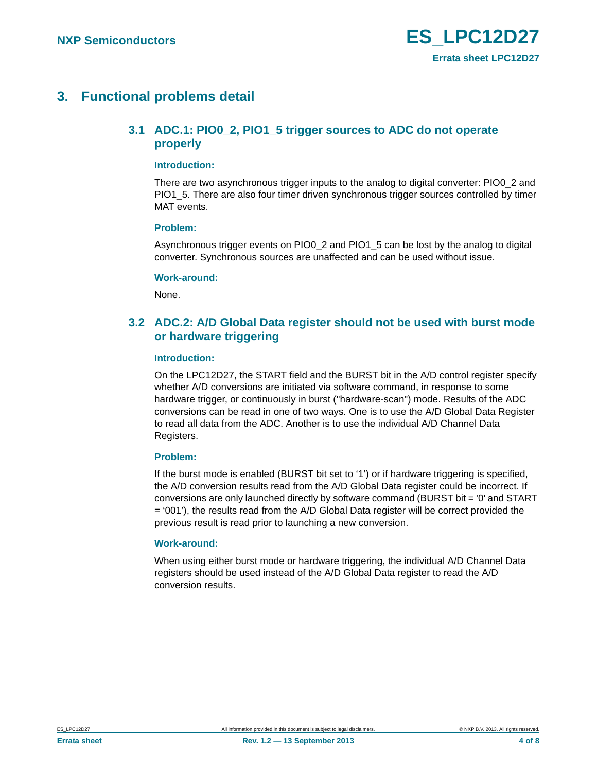# 3. Functional problems detail

## 3.1 ADC.1: PIO0_2, PIO1_5 trigger sources to ADC do not operate properly

**Introduction:**

There are two asynchronous trigger inputs to the analog to digital converter: PIO0_2 and PIO1_5. There are also four timer driven synchronous trigger sources controlled by timer MAT events.

**Problem:**

Asynchronous trigger events on PIO0_2 and PIO1_5 can be lost by the analog to digital converter. Synchronous sources are unaffected and can be used without issue.

**Work-around:**

None.

## 3.2 ADC.2: A/D Global Data register should not be used with burst mode or hardware triggering

**Introduction:**

On the LPC12D27, the START field and the BURST bit in the A/D control register specify whether A/D conversions are initiated via software command, in response to some hardware trigger, or continuously in burst ("hardware-scan") mode. Results of the ADC conversions can be read in one of two ways. One is to use the A/D Global Data Register to read all data from the ADC. Another is to use the individual A/D Channel Data Registers.

**Problem:**

If the burst mode is enabled (BURST bit set to ‘1’) or if hardware triggering is specified, the A/D conversion results read from the A/D Global Data register could be incorrect. If conversions are only launched directly by software command (BURST bit = '0' and START = ‘001’), the results read from the A/D Global Data register will be correct provided the previous result is read prior to launching a new conversion.

**Work-around:**

When using either burst mode or hardware triggering, the individual A/D Channel Data registers should be used instead of the A/D Global Data register to read the A/D conversion results.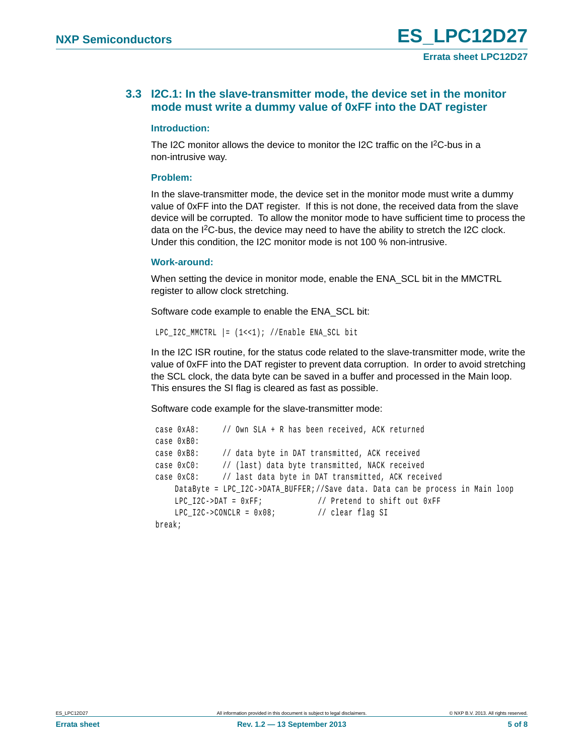### 3.3 I2C.1: In the slave-transmitter mode, the device set in the monitor mode must write a dummy value of 0xFF into the DAT register

#### Introduction:

The I2C monitor allows the device to monitor the I2C traffic on the I2C-bus in a non-intrusive way.

#### Problem:

In the slave-transmitter mode, the device set in the monitor mode must write a dummy value of 0xFF into the DAT register. If this is not done, the received data from the slave device will be corrupted. To allow the monitor mode to have sufficient time to process the data on the I2C-bus, the device may need to have the ability to stretch the I2C clock. Under this condition, the I2C monitor mode is not 100 % non-intrusive.

#### Work-around:

When setting the device in monitor mode, enable the ENA_SCL bit in the MMCTRL register to allow clock stretching.

Software code example to enable the ENA_SCL bit:

```
LPC_I2C_MMCTRL |= (1<<1); //Enable ENA_SCL bit
```

In the I2C ISR routine, for the status code related to the slave-transmitter mode, write the value of 0xFF into the DAT register to prevent data corruption. In order to avoid stretching the SCL clock, the data byte can be saved in a buffer and processed in the Main loop. This ensures the SI flag is cleared as fast as possible.

Software code example for the slave-transmitter mode:

```
case 0xA8:      // Own SLA + R has been received, ACK returned
case 0xB0:
case 0xB8:      // data byte in DAT transmitted, ACK received
case 0xC0:      // (last) data byte transmitted, NACK received
case 0xC8:      // last data byte in DAT transmitted, ACK received
    DataByte = LPC_I2C->DATA_BUFFER;//Save data. Data can be process in Main loop
    LPC_I2C->DAT = 0xFF;             // Pretend to shift out 0xFF
    LPC_I2C->CONCLR = 0x08;          // clear flag SI
break;
```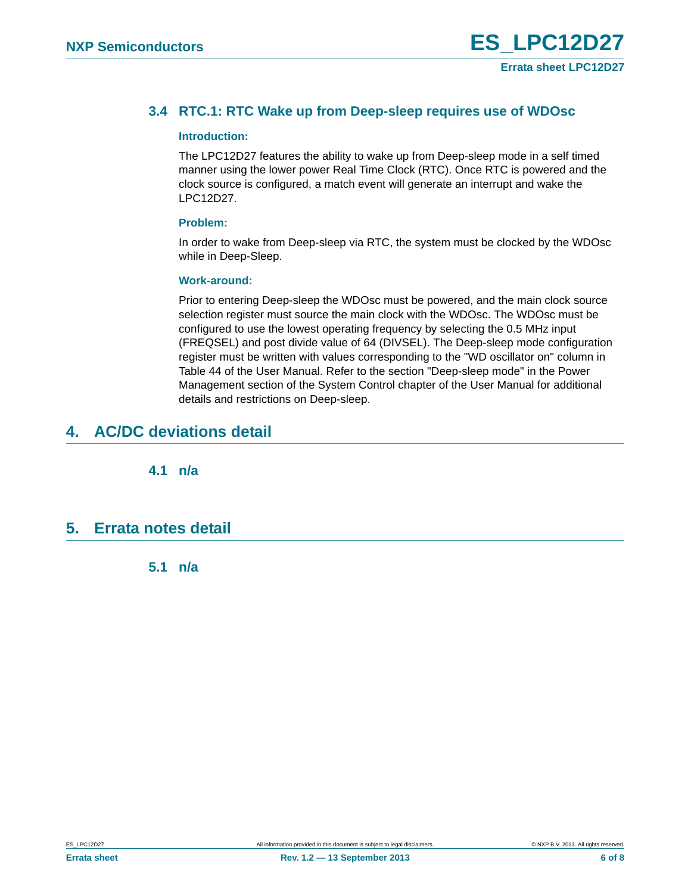### 3.4 RTC.1: RTC Wake up from Deep-sleep requires use of WDOsc

**Introduction:**

The LPC12D27 features the ability to wake up from Deep-sleep mode in a self timed manner using the lower power Real Time Clock (RTC). Once RTC is powered and the clock source is configured, a match event will generate an interrupt and wake the LPC12D27.

**Problem:**

In order to wake from Deep-sleep via RTC, the system must be clocked by the WDOsc while in Deep-Sleep.

**Work-around:**

Prior to entering Deep-sleep the WDOsc must be powered, and the main clock source selection register must source the main clock with the WDOsc. The WDOsc must be configured to use the lowest operating frequency by selecting the 0.5 MHz input (FREQSEL) and post divide value of 64 (DIVSEL). The Deep-sleep mode configuration register must be written with values corresponding to the "WD oscillator on" column in Table 44 of the User Manual. Refer to the section "Deep-sleep mode" in the Power Management section of the System Control chapter of the User Manual for additional details and restrictions on Deep-sleep.

## 4. AC/DC deviations detail

### 4.1 n/a

## 5. Errata notes detail

### 5.1 n/a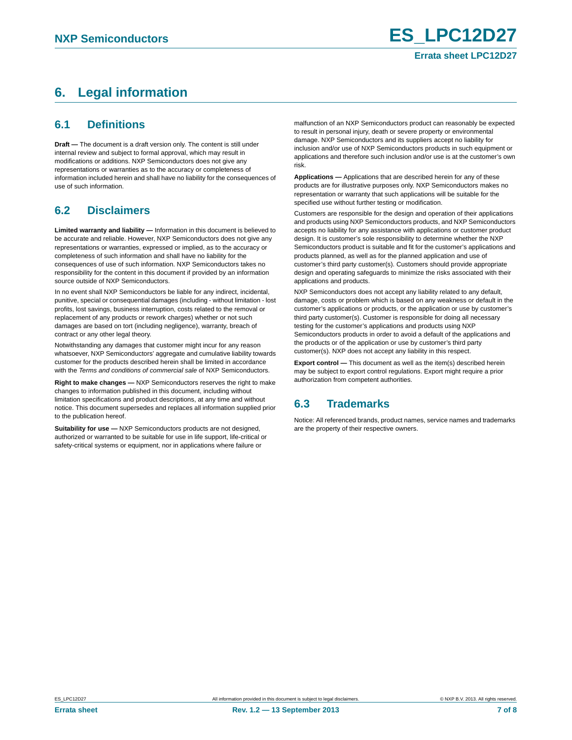# 6. Legal information

## 6.1 Definitions

**Draft —** The document is a draft version only. The content is still under internal review and subject to formal approval, which may result in modifications or additions. NXP Semiconductors does not give any representations or warranties as to the accuracy or completeness of information included herein and shall have no liability for the consequences of use of such information.

## 6.2 Disclaimers

**Limited warranty and liability —** Information in this document is believed to be accurate and reliable. However, NXP Semiconductors does not give any representations or warranties, expressed or implied, as to the accuracy or completeness of such information and shall have no liability for the consequences of use of such information. NXP Semiconductors takes no responsibility for the content in this document if provided by an information source outside of NXP Semiconductors.

In no event shall NXP Semiconductors be liable for any indirect, incidental, punitive, special or consequential damages (including - without limitation - lost profits, lost savings, business interruption, costs related to the removal or replacement of any products or rework charges) whether or not such damages are based on tort (including negligence), warranty, breach of contract or any other legal theory.

Notwithstanding any damages that customer might incur for any reason whatsoever, NXP Semiconductors' aggregate and cumulative liability towards customer for the products described herein shall be limited in accordance with the *Terms and conditions of commercial sale* of NXP Semiconductors.

**Right to make changes —** NXP Semiconductors reserves the right to make changes to information published in this document, including without limitation specifications and product descriptions, at any time and without notice. This document supersedes and replaces all information supplied prior to the publication hereof.

**Suitability for use —** NXP Semiconductors products are not designed, authorized or warranted to be suitable for use in life support, life-critical or safety-critical systems or equipment, nor in applications where failure or malfunction of an NXP Semiconductors product can reasonably be expected to result in personal injury, death or severe property or environmental damage. NXP Semiconductors and its suppliers accept no liability for inclusion and/or use of NXP Semiconductors products in such equipment or applications and therefore such inclusion and/or use is at the customer's own risk.

**Applications —** Applications that are described herein for any of these products are for illustrative purposes only. NXP Semiconductors makes no representation or warranty that such applications will be suitable for the specified use without further testing or modification.

Customers are responsible for the design and operation of their applications and products using NXP Semiconductors products, and NXP Semiconductors accepts no liability for any assistance with applications or customer product design. It is customer's sole responsibility to determine whether the NXP Semiconductors product is suitable and fit for the customer's applications and products planned, as well as for the planned application and use of customer's third party customer(s). Customers should provide appropriate design and operating safeguards to minimize the risks associated with their applications and products.

NXP Semiconductors does not accept any liability related to any default, damage, costs or problem which is based on any weakness or default in the customer's applications or products, or the application or use by customer's third party customer(s). Customer is responsible for doing all necessary testing for the customer's applications and products using NXP Semiconductors products in order to avoid a default of the applications and the products or of the application or use by customer's third party customer(s). NXP does not accept any liability in this respect.

**Export control —** This document as well as the item(s) described herein may be subject to export control regulations. Export might require a prior authorization from competent authorities.

## 6.3 Trademarks

Notice: All referenced brands, product names, service names and trademarks are the property of their respective owners.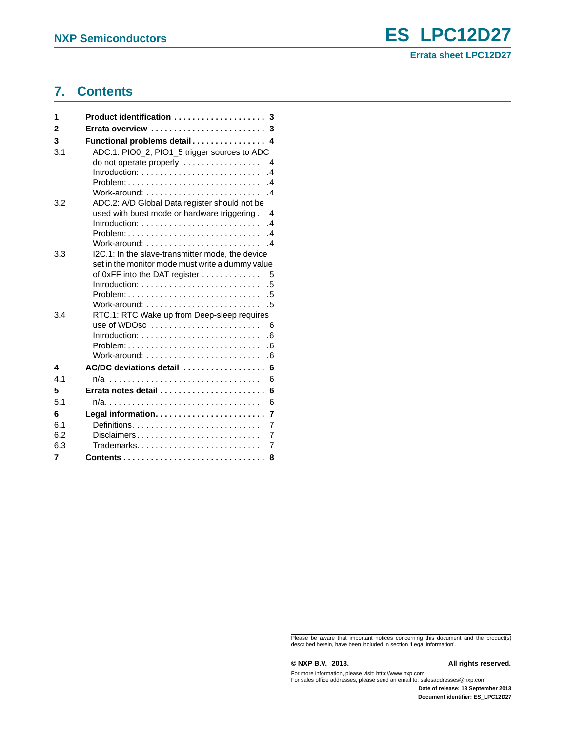## 7. Contents

**1 Product identification . . . . . . . . . . . . . . . . . . . . 3**
**2 Errata overview . . . . . . . . . . . . . . . . . . . . . . . . . 3**
**3 Functional problems detail . . . . . . . . . . . . . . . . 4**
3.1 ADC.1: PIO0_2, PIO1_5 trigger sources to ADC do not operate properly . . . . . . . . . . . . . . . . . . 4
Introduction: . . . . . . . . . . . . . . . . . . . . . . . . . . . .4
Problem: . . . . . . . . . . . . . . . . . . . . . . . . . . . . . . .4
Work-around: . . . . . . . . . . . . . . . . . . . . . . . . . . .4
3.2 ADC.2: A/D Global Data register should not be used with burst mode or hardware triggering . . 4
Introduction: . . . . . . . . . . . . . . . . . . . . . . . . . . . .4
Problem: . . . . . . . . . . . . . . . . . . . . . . . . . . . . . . .4
Work-around: . . . . . . . . . . . . . . . . . . . . . . . . . . .4
3.3 I2C.1: In the slave-transmitter mode, the device set in the monitor mode must write a dummy value of 0xFF into the DAT register . . . . . . . . . . . . . . 5
Introduction: . . . . . . . . . . . . . . . . . . . . . . . . . . . .5
Problem: . . . . . . . . . . . . . . . . . . . . . . . . . . . . . . .5
Work-around: . . . . . . . . . . . . . . . . . . . . . . . . . . .5
3.4 RTC.1: RTC Wake up from Deep-sleep requires use of WDOsc . . . . . . . . . . . . . . . . . . . . . . . . . 6
Introduction: . . . . . . . . . . . . . . . . . . . . . . . . . . . .6
Problem: . . . . . . . . . . . . . . . . . . . . . . . . . . . . . . .6
Work-around: . . . . . . . . . . . . . . . . . . . . . . . . . . .6
**4 AC/DC deviations detail . . . . . . . . . . . . . . . . . . 6**
4.1 n/a . . . . . . . . . . . . . . . . . . . . . . . . . . . . . . . . . . 6
**5 Errata notes detail . . . . . . . . . . . . . . . . . . . . . . . 6**
5.1 n/a. . . . . . . . . . . . . . . . . . . . . . . . . . . . . . . . . . 6
**6 Legal information. . . . . . . . . . . . . . . . . . . . . . . . 7**
6.1 Definitions. . . . . . . . . . . . . . . . . . . . . . . . . . . . 7
6.2 Disclaimers . . . . . . . . . . . . . . . . . . . . . . . . . . . 7
6.3 Trademarks. . . . . . . . . . . . . . . . . . . . . . . . . . . 7
**7 Contents . . . . . . . . . . . . . . . . . . . . . . . . . . . . . . 8**

Please be aware that important notices concerning this document and the product(s) described herein, have been included in section 'Legal information'.

**© NXP B.V. 2013. All rights reserved.**

For more information, please visit: http://www.nxp.com
For sales office addresses, please send an email to: salesaddresses@nxp.com

**Date of release: 13 September 2013**
**Document identifier: ES_LPC12D27**